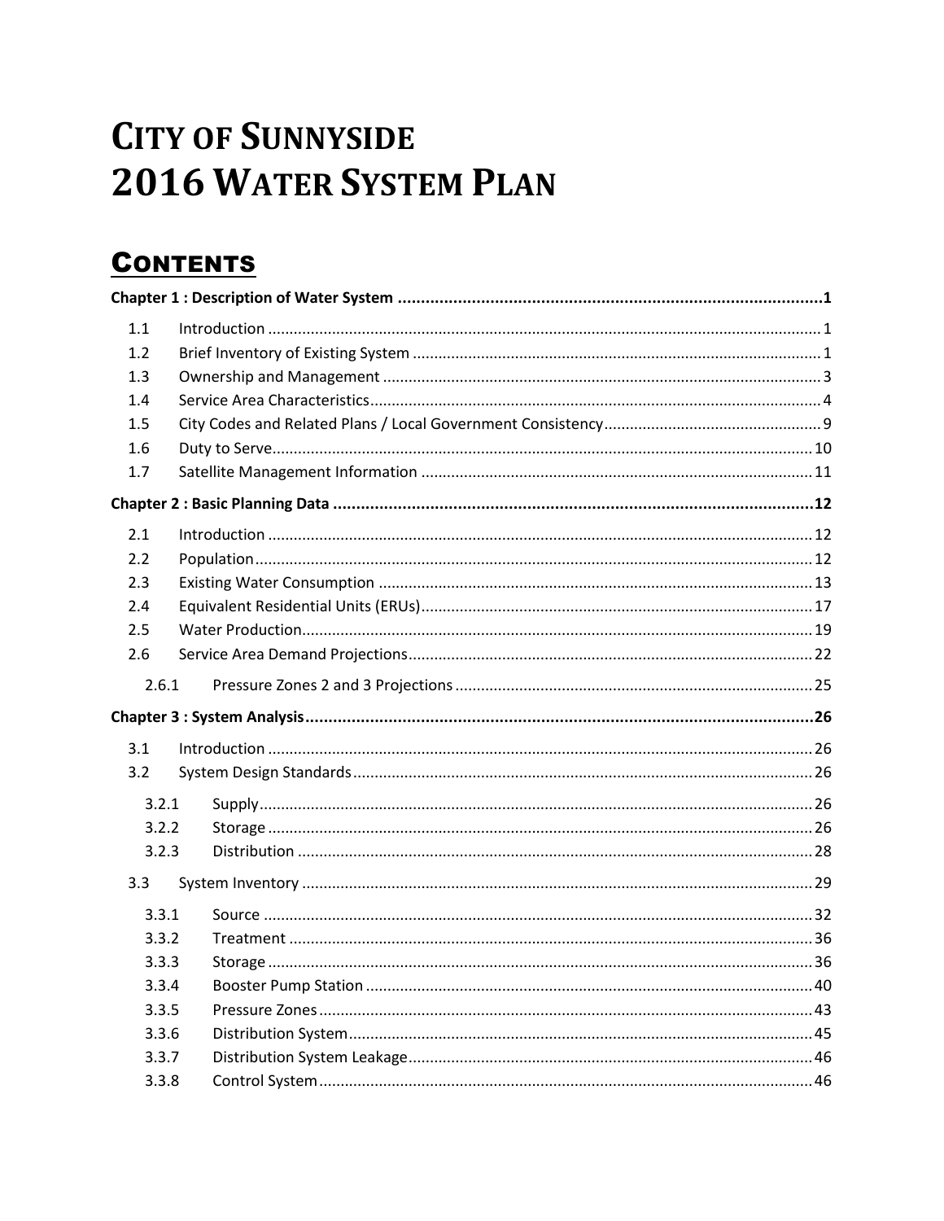# CITY OF SUNNYSIDE
# 2016 WATER SYSTEM PLAN

## CONTENTS

**Chapter 1 : Description of Water System .......... 1**

- 1.1 Introduction .......... 1
- 1.2 Brief Inventory of Existing System .......... 1
- 1.3 Ownership and Management .......... 3
- 1.4 Service Area Characteristics .......... 4
- 1.5 City Codes and Related Plans / Local Government Consistency .......... 9
- 1.6 Duty to Serve .......... 10
- 1.7 Satellite Management Information .......... 11

**Chapter 2 : Basic Planning Data .......... 12**

- 2.1 Introduction .......... 12
- 2.2 Population .......... 12
- 2.3 Existing Water Consumption .......... 13
- 2.4 Equivalent Residential Units (ERUs) .......... 17
- 2.5 Water Production .......... 19
- 2.6 Service Area Demand Projections .......... 22
  - 2.6.1 Pressure Zones 2 and 3 Projections .......... 25

**Chapter 3 : System Analysis .......... 26**

- 3.1 Introduction .......... 26
- 3.2 System Design Standards .......... 26
  - 3.2.1 Supply .......... 26
  - 3.2.2 Storage .......... 26
  - 3.2.3 Distribution .......... 28
- 3.3 System Inventory .......... 29
  - 3.3.1 Source .......... 32
  - 3.3.2 Treatment .......... 36
  - 3.3.3 Storage .......... 36
  - 3.3.4 Booster Pump Station .......... 40
  - 3.3.5 Pressure Zones .......... 43
  - 3.3.6 Distribution System .......... 45
  - 3.3.7 Distribution System Leakage .......... 46
  - 3.3.8 Control System .......... 46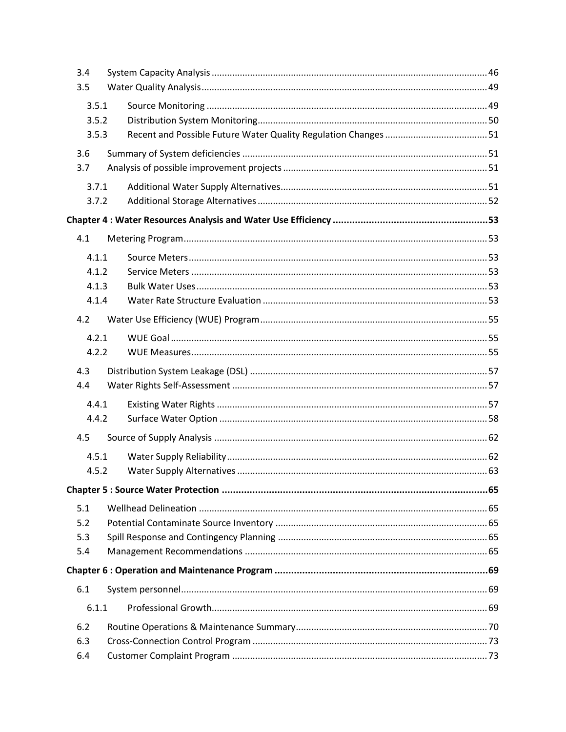3.4 System Capacity Analysis ..... 46
3.5 Water Quality Analysis ..... 49
- 3.5.1 Source Monitoring ..... 49
- 3.5.2 Distribution System Monitoring ..... 50
- 3.5.3 Recent and Possible Future Water Quality Regulation Changes ..... 51

3.6 Summary of System deficiencies ..... 51
3.7 Analysis of possible improvement projects ..... 51
- 3.7.1 Additional Water Supply Alternatives ..... 51
- 3.7.2 Additional Storage Alternatives ..... 52

**Chapter 4 : Water Resources Analysis and Water Use Efficiency ..... 53**

4.1 Metering Program ..... 53
- 4.1.1 Source Meters ..... 53
- 4.1.2 Service Meters ..... 53
- 4.1.3 Bulk Water Uses ..... 53
- 4.1.4 Water Rate Structure Evaluation ..... 53

4.2 Water Use Efficiency (WUE) Program ..... 55
- 4.2.1 WUE Goal ..... 55
- 4.2.2 WUE Measures ..... 55

4.3 Distribution System Leakage (DSL) ..... 57
4.4 Water Rights Self-Assessment ..... 57
- 4.4.1 Existing Water Rights ..... 57
- 4.4.2 Surface Water Option ..... 58

4.5 Source of Supply Analysis ..... 62
- 4.5.1 Water Supply Reliability ..... 62
- 4.5.2 Water Supply Alternatives ..... 63

**Chapter 5 : Source Water Protection ..... 65**

5.1 Wellhead Delineation ..... 65
5.2 Potential Contaminate Source Inventory ..... 65
5.3 Spill Response and Contingency Planning ..... 65
5.4 Management Recommendations ..... 65

**Chapter 6 : Operation and Maintenance Program ..... 69**

6.1 System personnel ..... 69
- 6.1.1 Professional Growth ..... 69

6.2 Routine Operations & Maintenance Summary ..... 70
6.3 Cross-Connection Control Program ..... 73
6.4 Customer Complaint Program ..... 73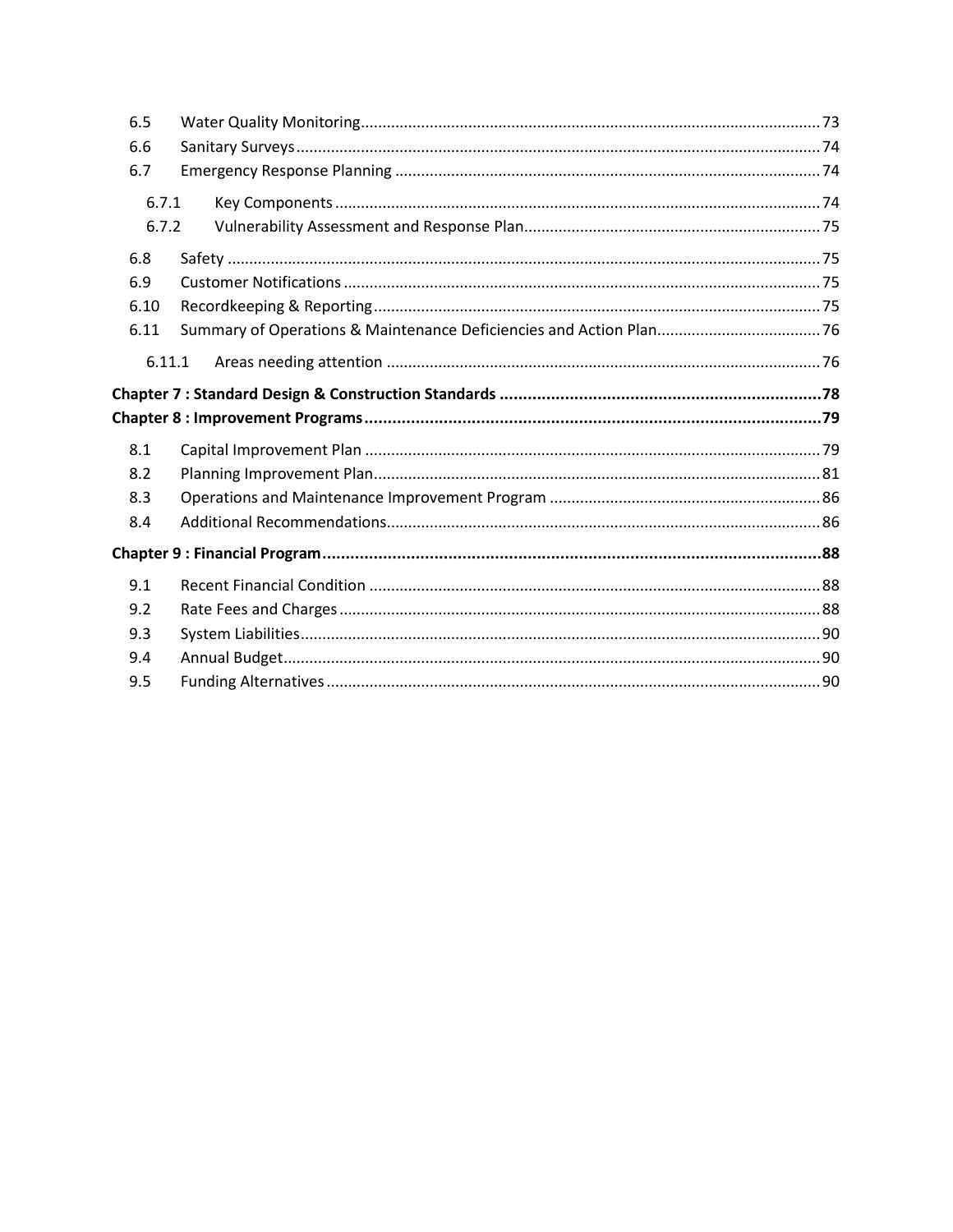6.5 Water Quality Monitoring .......... 73
6.6 Sanitary Surveys .......... 74
6.7 Emergency Response Planning .......... 74
6.7.1 Key Components .......... 74
6.7.2 Vulnerability Assessment and Response Plan .......... 75
6.8 Safety .......... 75
6.9 Customer Notifications .......... 75
6.10 Recordkeeping & Reporting .......... 75
6.11 Summary of Operations & Maintenance Deficiencies and Action Plan .......... 76
6.11.1 Areas needing attention .......... 76

**Chapter 7 : Standard Design & Construction Standards .......... 78**

**Chapter 8 : Improvement Programs .......... 79**

8.1 Capital Improvement Plan .......... 79
8.2 Planning Improvement Plan .......... 81
8.3 Operations and Maintenance Improvement Program .......... 86
8.4 Additional Recommendations .......... 86

**Chapter 9 : Financial Program .......... 88**

9.1 Recent Financial Condition .......... 88
9.2 Rate Fees and Charges .......... 88
9.3 System Liabilities .......... 90
9.4 Annual Budget .......... 90
9.5 Funding Alternatives .......... 90